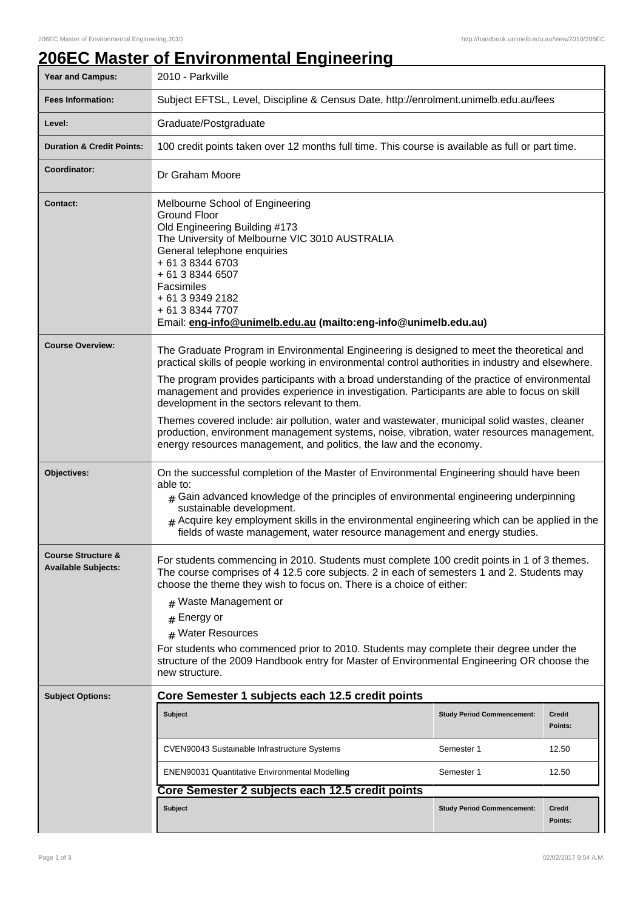# 206EC Master of Environmental Engineering

| | |
|---|---|
| **Year and Campus:** | 2010 - Parkville |
| **Fees Information:** | Subject EFTSL, Level, Discipline & Census Date, http://enrolment.unimelb.edu.au/fees |
| **Level:** | Graduate/Postgraduate |
| **Duration & Credit Points:** | 100 credit points taken over 12 months full time. This course is available as full or part time. |
| **Coordinator:** | Dr Graham Moore |
| **Contact:** | Melbourne School of Engineering<br>Ground Floor<br>Old Engineering Building #173<br>The University of Melbourne VIC 3010 AUSTRALIA<br>General telephone enquiries<br>+ 61 3 8344 6703<br>+ 61 3 8344 6507<br>Facsimiles<br>+ 61 3 9349 2182<br>+ 61 3 8344 7707<br>Email: **eng-info@unimelb.edu.au (mailto:eng-info@unimelb.edu.au)** |
| **Course Overview:** | The Graduate Program in Environmental Engineering is designed to meet the theoretical and practical skills of people working in environmental control authorities in industry and elsewhere.<br>The program provides participants with a broad understanding of the practice of environmental management and provides experience in investigation. Participants are able to focus on skill development in the sectors relevant to them.<br>Themes covered include: air pollution, water and wastewater, municipal solid wastes, cleaner production, environment management systems, noise, vibration, water resources management, energy resources management, and politics, the law and the economy. |
| **Objectives:** | On the successful completion of the Master of Environmental Engineering should have been able to:<br># Gain advanced knowledge of the principles of environmental engineering underpinning sustainable development.<br># Acquire key employment skills in the environmental engineering which can be applied in the fields of waste management, water resource management and energy studies. |
| **Course Structure & Available Subjects:** | For students commencing in 2010. Students must complete 100 credit points in 1 of 3 themes. The course comprises of 4 12.5 core subjects. 2 in each of semesters 1 and 2. Students may choose the theme they wish to focus on. There is a choice of either:<br># Waste Management or<br># Energy or<br># Water Resources<br>For students who commenced prior to 2010. Students may complete their degree under the structure of the 2009 Handbook entry for Master of Environmental Engineering OR choose the new structure. |
| **Subject Options:** | **Core Semester 1 subjects each 12.5 credit points** |

**Core Semester 1 subjects each 12.5 credit points**

| Subject | Study Period Commencement: | Credit Points: |
|---|---|---|
| CVEN90043 Sustainable Infrastructure Systems | Semester 1 | 12.50 |
| ENEN90031 Quantitative Environmental Modelling | Semester 1 | 12.50 |

**Core Semester 2 subjects each 12.5 credit points**

| Subject | Study Period Commencement: | Credit Points: |
|---|---|---|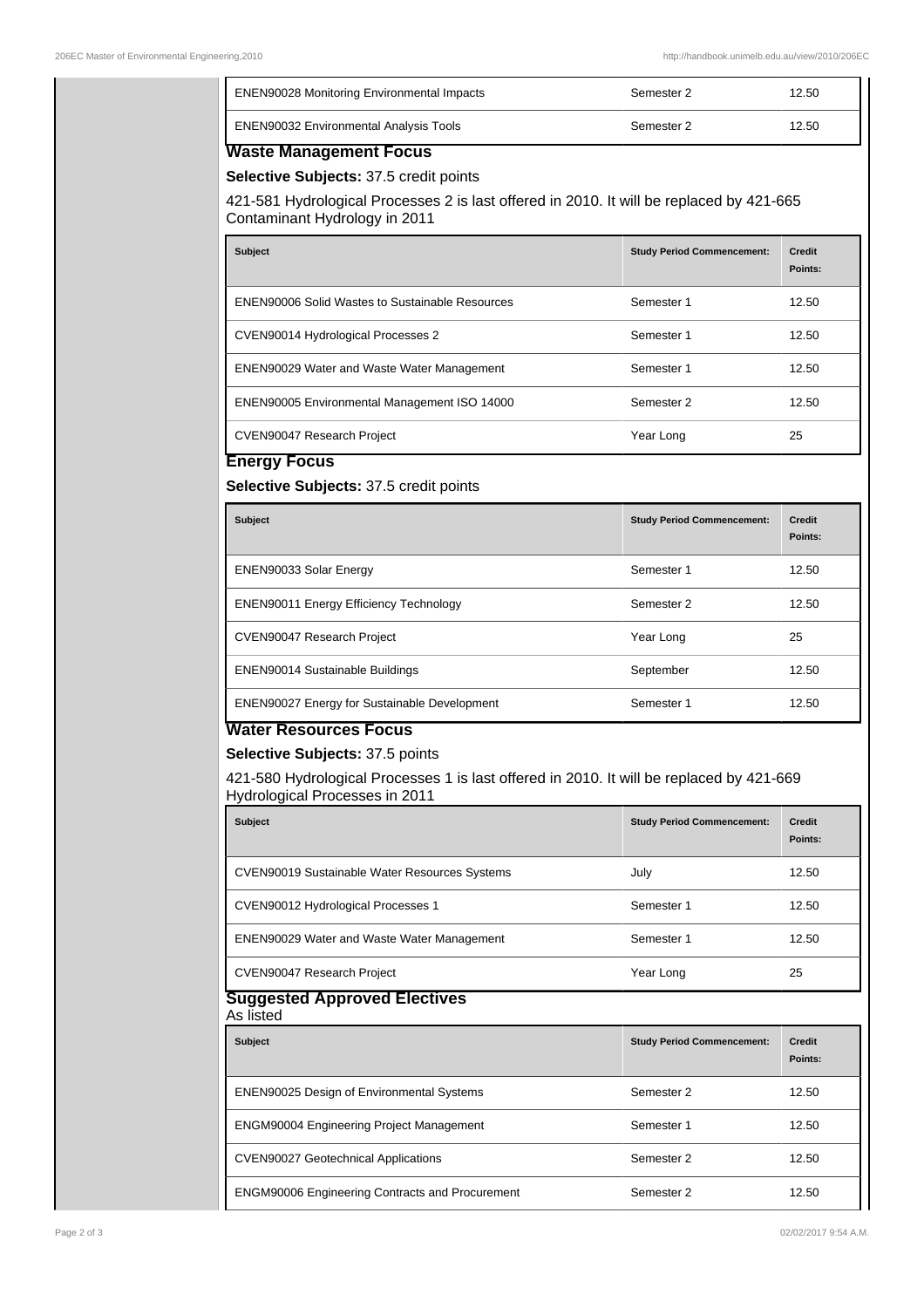| | | |
|---|---|---|
| ENEN90028 Monitoring Environmental Impacts | Semester 2 | 12.50 |
| ENEN90032 Environmental Analysis Tools | Semester 2 | 12.50 |

### Waste Management Focus

**Selective Subjects:** 37.5 credit points

421-581 Hydrological Processes 2 is last offered in 2010. It will be replaced by 421-665 Contaminant Hydrology in 2011

| Subject | Study Period Commencement: | Credit Points: |
|---|---|---|
| ENEN90006 Solid Wastes to Sustainable Resources | Semester 1 | 12.50 |
| CVEN90014 Hydrological Processes 2 | Semester 1 | 12.50 |
| ENEN90029 Water and Waste Water Management | Semester 1 | 12.50 |
| ENEN90005 Environmental Management ISO 14000 | Semester 2 | 12.50 |
| CVEN90047 Research Project | Year Long | 25 |

### Energy Focus

**Selective Subjects:** 37.5 credit points

| Subject | Study Period Commencement: | Credit Points: |
|---|---|---|
| ENEN90033 Solar Energy | Semester 1 | 12.50 |
| ENEN90011 Energy Efficiency Technology | Semester 2 | 12.50 |
| CVEN90047 Research Project | Year Long | 25 |
| ENEN90014 Sustainable Buildings | September | 12.50 |
| ENEN90027 Energy for Sustainable Development | Semester 1 | 12.50 |

### Water Resources Focus

**Selective Subjects:** 37.5 points

421-580 Hydrological Processes 1 is last offered in 2010. It will be replaced by 421-669 Hydrological Processes in 2011

| Subject | Study Period Commencement: | Credit Points: |
|---|---|---|
| CVEN90019 Sustainable Water Resources Systems | July | 12.50 |
| CVEN90012 Hydrological Processes 1 | Semester 1 | 12.50 |
| ENEN90029 Water and Waste Water Management | Semester 1 | 12.50 |
| CVEN90047 Research Project | Year Long | 25 |

### Suggested Approved Electives

As listed

| Subject | Study Period Commencement: | Credit Points: |
|---|---|---|
| ENEN90025 Design of Environmental Systems | Semester 2 | 12.50 |
| ENGM90004 Engineering Project Management | Semester 1 | 12.50 |
| CVEN90027 Geotechnical Applications | Semester 2 | 12.50 |
| ENGM90006 Engineering Contracts and Procurement | Semester 2 | 12.50 |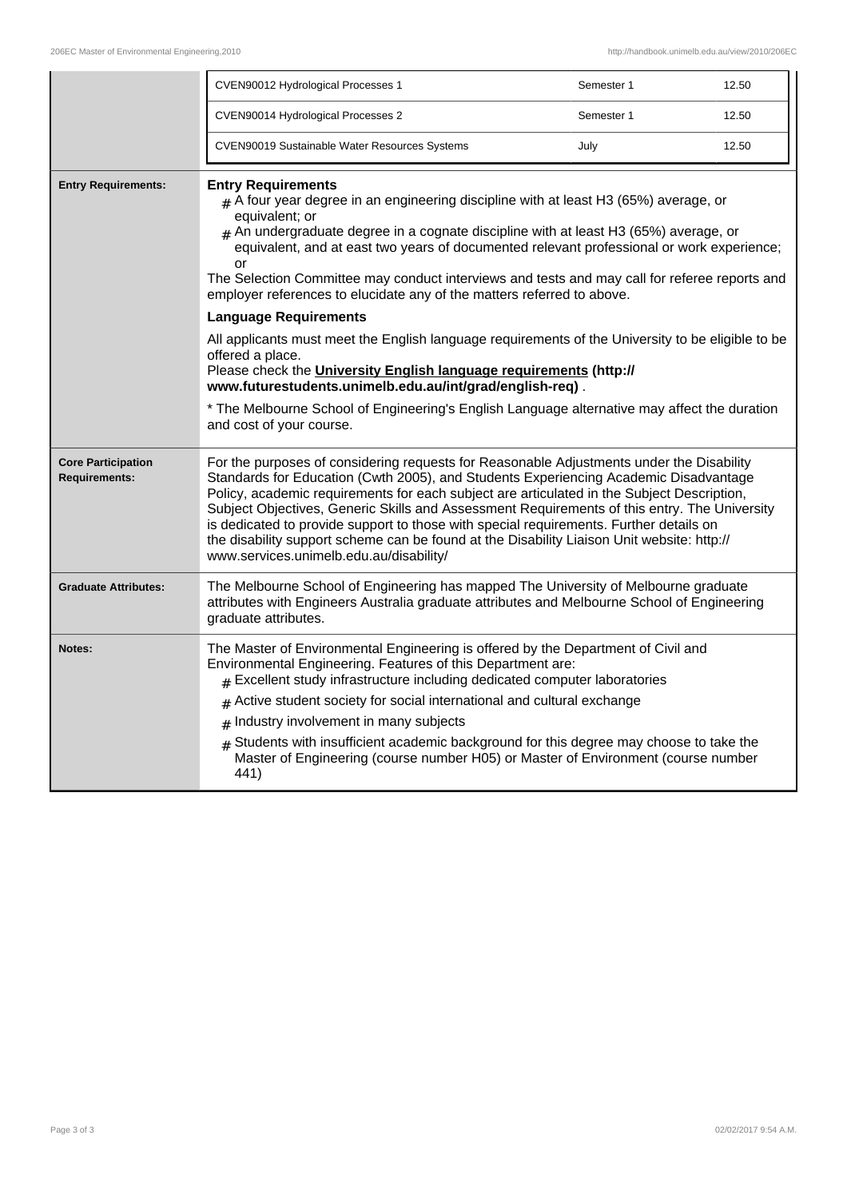| | | | |
|---|---|---|---|
| | CVEN90012 Hydrological Processes 1 | Semester 1 | 12.50 |
| | CVEN90014 Hydrological Processes 2 | Semester 1 | 12.50 |
| | CVEN90019 Sustainable Water Resources Systems | July | 12.50 |

**Entry Requirements:**

**Entry Requirements**

- A four year degree in an engineering discipline with at least H3 (65%) average, or equivalent; or
- An undergraduate degree in a cognate discipline with at least H3 (65%) average, or equivalent, and at east two years of documented relevant professional or work experience; or

The Selection Committee may conduct interviews and tests and may call for referee reports and employer references to elucidate any of the matters referred to above.

**Language Requirements**

All applicants must meet the English language requirements of the University to be eligible to be offered a place.
Please check the **University English language requirements (http://www.futurestudents.unimelb.edu.au/int/grad/english-req)** .

* The Melbourne School of Engineering's English Language alternative may affect the duration and cost of your course.

**Core Participation Requirements:**

For the purposes of considering requests for Reasonable Adjustments under the Disability Standards for Education (Cwth 2005), and Students Experiencing Academic Disadvantage Policy, academic requirements for each subject are articulated in the Subject Description, Subject Objectives, Generic Skills and Assessment Requirements of this entry. The University is dedicated to provide support to those with special requirements. Further details on the disability support scheme can be found at the Disability Liaison Unit website: http://www.services.unimelb.edu.au/disability/

**Graduate Attributes:**

The Melbourne School of Engineering has mapped The University of Melbourne graduate attributes with Engineers Australia graduate attributes and Melbourne School of Engineering graduate attributes.

**Notes:**

The Master of Environmental Engineering is offered by the Department of Civil and Environmental Engineering. Features of this Department are:

- Excellent study infrastructure including dedicated computer laboratories
- Active student society for social international and cultural exchange
- Industry involvement in many subjects
- Students with insufficient academic background for this degree may choose to take the Master of Engineering (course number H05) or Master of Environment (course number 441)